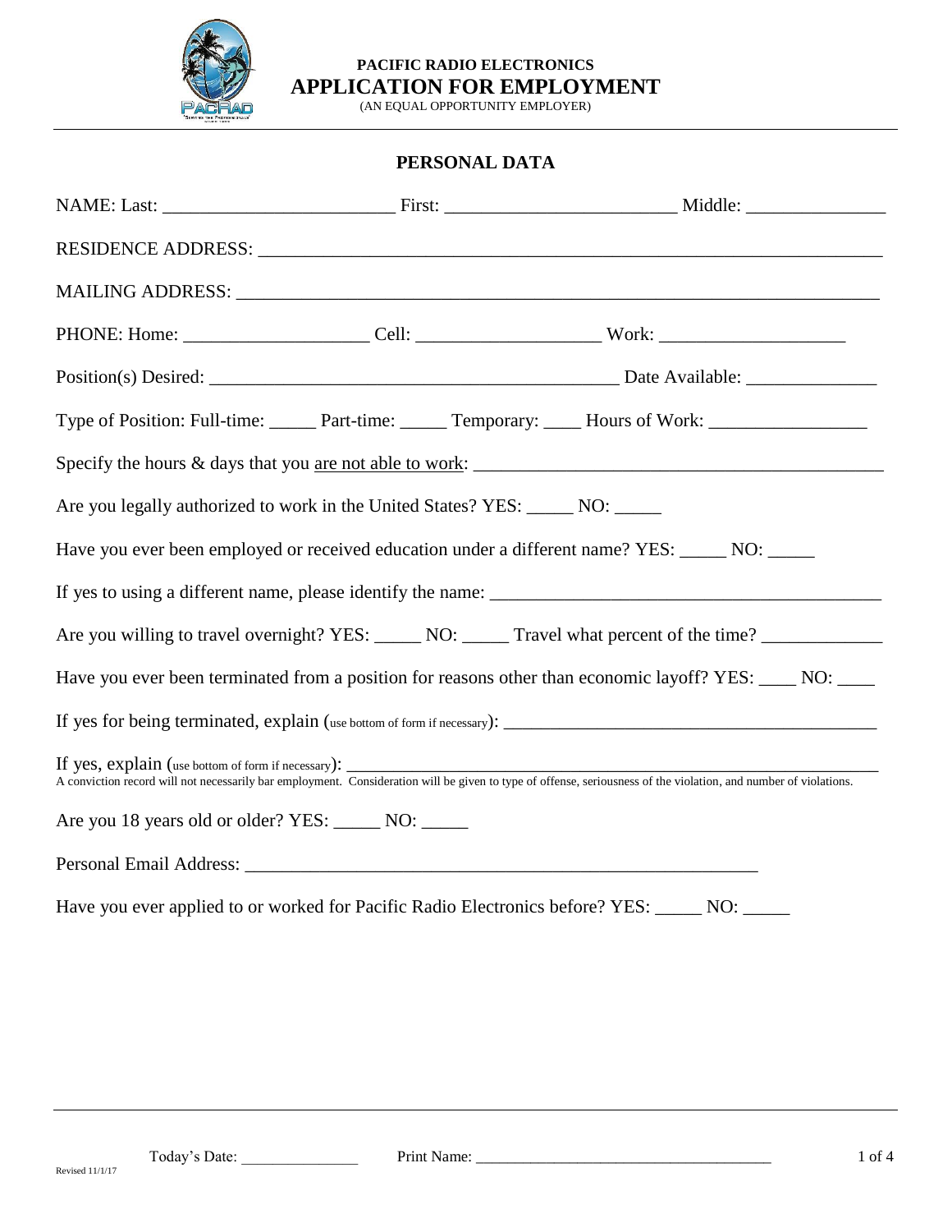**PACIFIC RADIO ELECTRONICS**

# APPLICATION FOR EMPLOYMENT

(AN EQUAL OPPORTUNITY EMPLOYER)

## PERSONAL DATA

NAME: Last: ________________________ First: ________________________ Middle: ______________

RESIDENCE ADDRESS: ____________________________________________________________________

MAILING ADDRESS: ______________________________________________________________________

PHONE: Home: ___________________ Cell: ___________________ Work: ___________________

Position(s) Desired: ___________________________________________ Date Available: _____________

Type of Position: Full-time: _____ Part-time: _____ Temporary: ____ Hours of Work: ________________

Specify the hours & days that you are not able to work: __________________________________________

Are you legally authorized to work in the United States? YES: _____ NO: _____

Have you ever been employed or received education under a different name? YES: _____ NO: _____

If yes to using a different name, please identify the name: _________________________________________

Are you willing to travel overnight? YES: _____ NO: _____ Travel what percent of the time? ____________

Have you ever been terminated from a position for reasons other than economic layoff? YES: ____ NO: ____

If yes for being terminated, explain (use bottom of form if necessary): _______________________________________

If yes, explain (use bottom of form if necessary): ____________________________________________________

A conviction record will not necessarily bar employment. Consideration will be given to type of offense, seriousness of the violation, and number of violations.

Are you 18 years old or older? YES: _____ NO: _____

Personal Email Address: _______________________________________________________

Have you ever applied to or worked for Pacific Radio Electronics before? YES: _____ NO: _____

Today's Date: _______________ Print Name: _____________________________________

Revised 11/1/17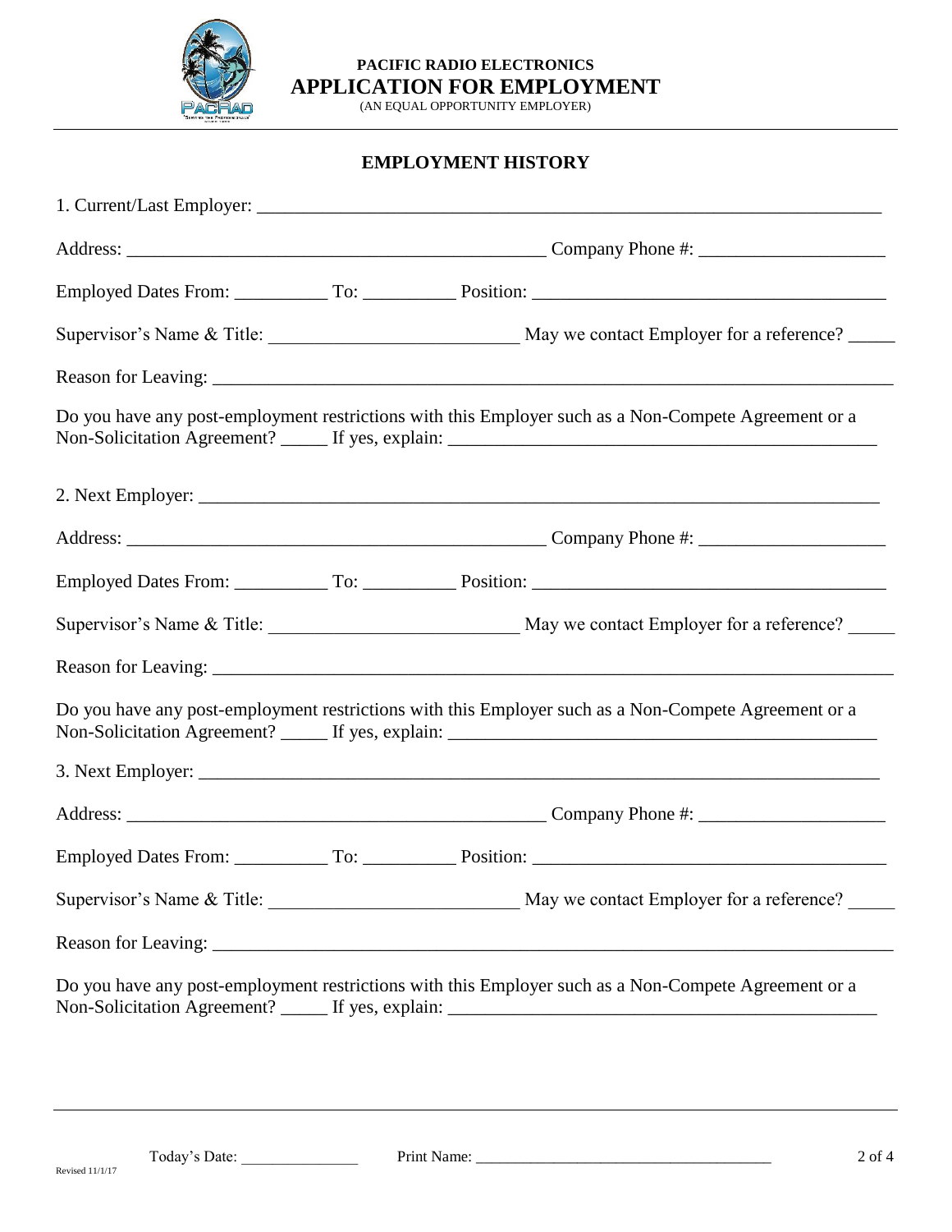**PACIFIC RADIO ELECTRONICS**
# APPLICATION FOR EMPLOYMENT
(AN EQUAL OPPORTUNITY EMPLOYER)

## EMPLOYMENT HISTORY

1. Current/Last Employer: ___________________________________________________________________

Address: ______________________________________________ Company Phone #: ___________________

Employed Dates From: __________ To: __________ Position: _____________________________________

Supervisor's Name & Title: __________________________ May we contact Employer for a reference? _____

Reason for Leaving: ______________________________________________________________________

Do you have any post-employment restrictions with this Employer such as a Non-Compete Agreement or a Non-Solicitation Agreement? _____ If yes, explain: ______________________________________________

2. Next Employer: ________________________________________________________________________

Address: ______________________________________________ Company Phone #: ___________________

Employed Dates From: __________ To: __________ Position: _____________________________________

Supervisor's Name & Title: __________________________ May we contact Employer for a reference? _____

Reason for Leaving: ______________________________________________________________________

Do you have any post-employment restrictions with this Employer such as a Non-Compete Agreement or a Non-Solicitation Agreement? _____ If yes, explain: ______________________________________________

3. Next Employer: ________________________________________________________________________

Address: ______________________________________________ Company Phone #: ___________________

Employed Dates From: __________ To: __________ Position: _____________________________________

Supervisor's Name & Title: __________________________ May we contact Employer for a reference? _____

Reason for Leaving: ______________________________________________________________________

Do you have any post-employment restrictions with this Employer such as a Non-Compete Agreement or a Non-Solicitation Agreement? _____ If yes, explain: ______________________________________________

Today's Date: _______________ Print Name: ______________________________________

Revised 11/1/17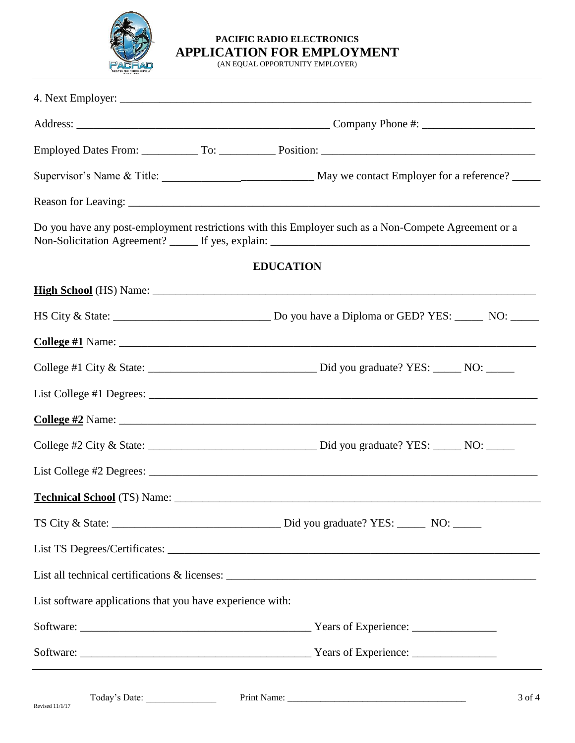**PACIFIC RADIO ELECTRONICS**
# APPLICATION FOR EMPLOYMENT
(AN EQUAL OPPORTUNITY EMPLOYER)

4. Next Employer: ___________________________________________________________________________

Address: _____________________________________________ Company Phone #: ____________________

Employed Dates From: __________ To: __________ Position: _____________________________________

Supervisor's Name & Title: ___________________________ May we contact Employer for a reference? _____

Reason for Leaving: ___________________________________________________________________________

Do you have any post-employment restrictions with this Employer such as a Non-Compete Agreement or a Non-Solicitation Agreement? _____ If yes, explain: _______________________________________________

## EDUCATION

**High School** (HS) Name: _____________________________________________________________________

HS City & State: ____________________________ Do you have a Diploma or GED? YES: _____ NO: _____

**College #1** Name: ___________________________________________________________________________

College #1 City & State: ______________________________ Did you graduate? YES: _____ NO: _____

List College #1 Degrees: _______________________________________________________________________

**College #2** Name: ___________________________________________________________________________

College #2 City & State: ______________________________ Did you graduate? YES: _____ NO: _____

List College #2 Degrees: _______________________________________________________________________

**Technical School** (TS) Name: __________________________________________________________________

TS City & State: ______________________________ Did you graduate? YES: _____ NO: _____

List TS Degrees/Certificates: ____________________________________________________________________

List all technical certifications & licenses: _________________________________________________________

List software applications that you have experience with:

Software: ________________________________________ Years of Experience: _______________

Software: ________________________________________ Years of Experience: _______________

Today's Date: _______________ Print Name: _____________________________________

Revised 11/1/17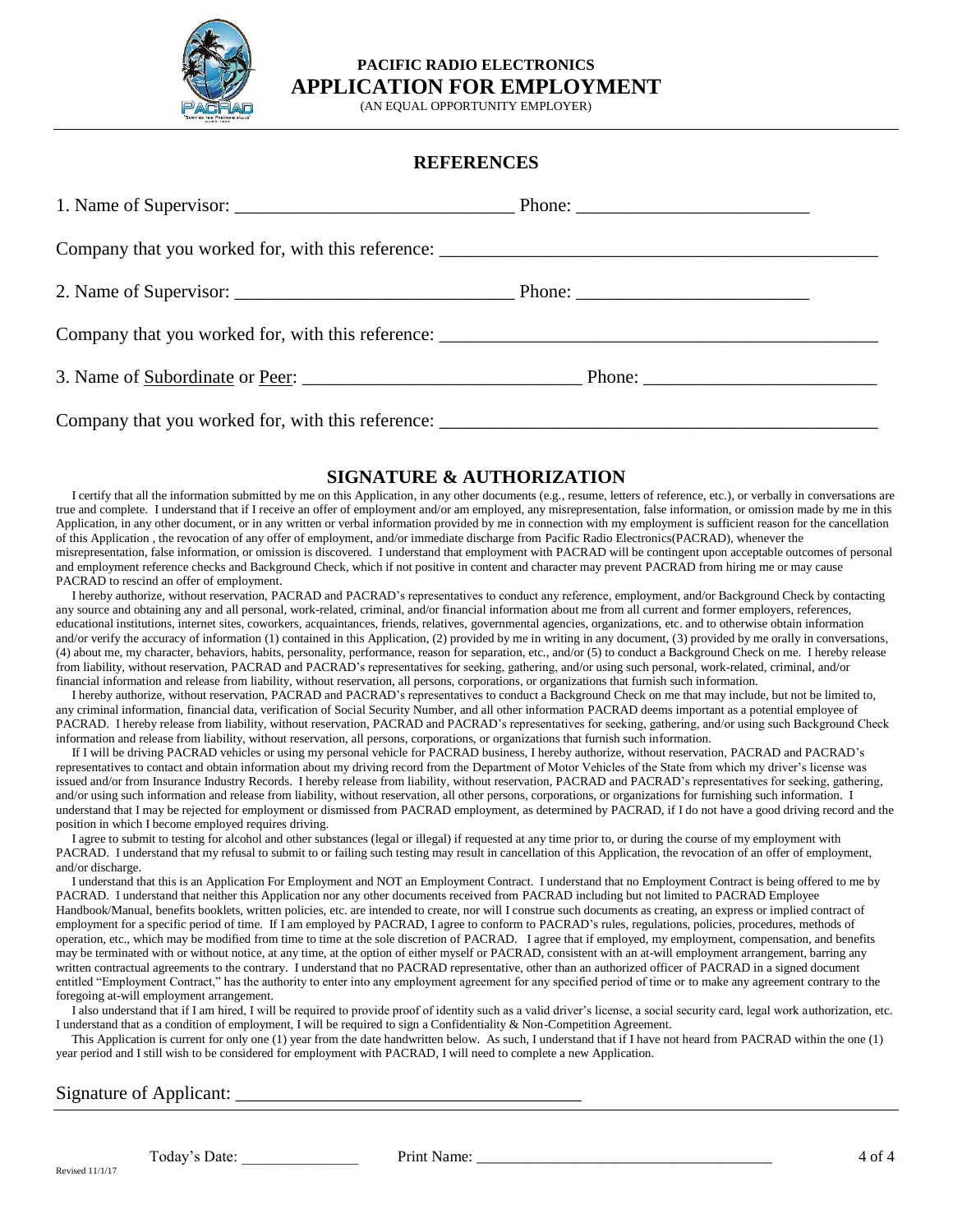**PACIFIC RADIO ELECTRONICS**

# APPLICATION FOR EMPLOYMENT

(AN EQUAL OPPORTUNITY EMPLOYER)

## REFERENCES

1. Name of Supervisor: ______________________________ Phone: _________________________

Company that you worked for, with this reference: _________________________________________________

2. Name of Supervisor: ______________________________ Phone: _________________________

Company that you worked for, with this reference: _________________________________________________

3. Name of Subordinate or Peer: ______________________________ Phone: _________________________

Company that you worked for, with this reference: _________________________________________________

## SIGNATURE & AUTHORIZATION

I certify that all the information submitted by me on this Application, in any other documents (e.g., resume, letters of reference, etc.), or verbally in conversations are true and complete. I understand that if I receive an offer of employment and/or am employed, any misrepresentation, false information, or omission made by me in this Application, in any other document, or in any written or verbal information provided by me in connection with my employment is sufficient reason for the cancellation of this Application , the revocation of any offer of employment, and/or immediate discharge from Pacific Radio Electronics(PACRAD), whenever the misrepresentation, false information, or omission is discovered. I understand that employment with PACRAD will be contingent upon acceptable outcomes of personal and employment reference checks and Background Check, which if not positive in content and character may prevent PACRAD from hiring me or may cause PACRAD to rescind an offer of employment.

I hereby authorize, without reservation, PACRAD and PACRAD's representatives to conduct any reference, employment, and/or Background Check by contacting any source and obtaining any and all personal, work-related, criminal, and/or financial information about me from all current and former employers, references, educational institutions, internet sites, coworkers, acquaintances, friends, relatives, governmental agencies, organizations, etc. and to otherwise obtain information and/or verify the accuracy of information (1) contained in this Application, (2) provided by me in writing in any document, (3) provided by me orally in conversations, (4) about me, my character, behaviors, habits, personality, performance, reason for separation, etc., and/or (5) to conduct a Background Check on me. I hereby release from liability, without reservation, PACRAD and PACRAD's representatives for seeking, gathering, and/or using such personal, work-related, criminal, and/or financial information and release from liability, without reservation, all persons, corporations, or organizations that furnish such information.

I hereby authorize, without reservation, PACRAD and PACRAD's representatives to conduct a Background Check on me that may include, but not be limited to, any criminal information, financial data, verification of Social Security Number, and all other information PACRAD deems important as a potential employee of PACRAD. I hereby release from liability, without reservation, PACRAD and PACRAD's representatives for seeking, gathering, and/or using such Background Check information and release from liability, without reservation, all persons, corporations, or organizations that furnish such information.

If I will be driving PACRAD vehicles or using my personal vehicle for PACRAD business, I hereby authorize, without reservation, PACRAD and PACRAD's representatives to contact and obtain information about my driving record from the Department of Motor Vehicles of the State from which my driver's license was issued and/or from Insurance Industry Records. I hereby release from liability, without reservation, PACRAD and PACRAD's representatives for seeking, gathering, and/or using such information and release from liability, without reservation, all other persons, corporations, or organizations for furnishing such information. I understand that I may be rejected for employment or dismissed from PACRAD employment, as determined by PACRAD, if I do not have a good driving record and the position in which I become employed requires driving.

I agree to submit to testing for alcohol and other substances (legal or illegal) if requested at any time prior to, or during the course of my employment with PACRAD. I understand that my refusal to submit to or failing such testing may result in cancellation of this Application, the revocation of an offer of employment, and/or discharge.

I understand that this is an Application For Employment and NOT an Employment Contract. I understand that no Employment Contract is being offered to me by PACRAD. I understand that neither this Application nor any other documents received from PACRAD including but not limited to PACRAD Employee Handbook/Manual, benefits booklets, written policies, etc. are intended to create, nor will I construe such documents as creating, an express or implied contract of employment for a specific period of time. If I am employed by PACRAD, I agree to conform to PACRAD's rules, regulations, policies, procedures, methods of operation, etc., which may be modified from time to time at the sole discretion of PACRAD. I agree that if employed, my employment, compensation, and benefits may be terminated with or without notice, at any time, at the option of either myself or PACRAD, consistent with an at-will employment arrangement, barring any written contractual agreements to the contrary. I understand that no PACRAD representative, other than an authorized officer of PACRAD in a signed document entitled "Employment Contract," has the authority to enter into any employment agreement for any specified period of time or to make any agreement contrary to the foregoing at-will employment arrangement.

I also understand that if I am hired, I will be required to provide proof of identity such as a valid driver's license, a social security card, legal work authorization, etc. I understand that as a condition of employment, I will be required to sign a Confidentiality & Non-Competition Agreement.

This Application is current for only one (1) year from the date handwritten below. As such, I understand that if I have not heard from PACRAD within the one (1) year period and I still wish to be considered for employment with PACRAD, I will need to complete a new Application.

Signature of Applicant: _____________________________________

Today's Date: _______________ Print Name: ______________________________________

Revised 11/1/17